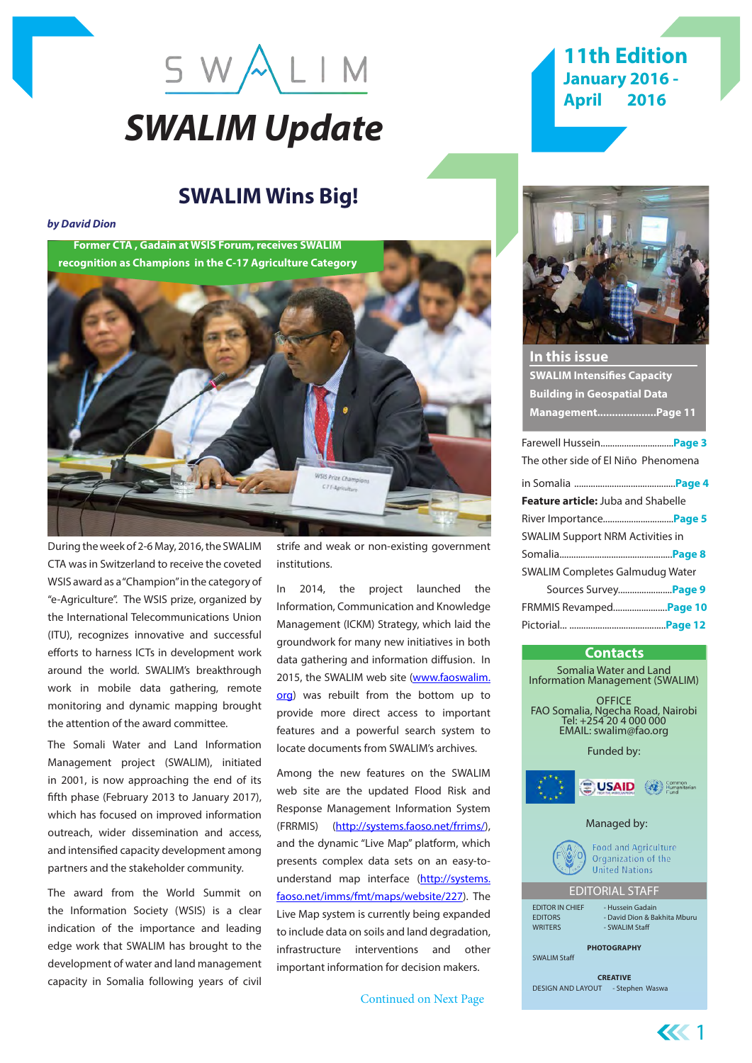# SWALIM Update

**11th Edition**
**January 2016 - April 2016**

## SWALIM Wins Big!

***by David Dion***

**Former CTA, Gadain at WSIS Forum, receives SWALIM recognition as Champions in the C-17 Agriculture Category**

During the week of 2-6 May, 2016, the SWALIM CTA was in Switzerland to receive the coveted WSIS award as a "Champion" in the category of "e-Agriculture". The WSIS prize, organized by the International Telecommunications Union (ITU), recognizes innovative and successful efforts to harness ICTs in development work around the world. SWALIM's breakthrough work in mobile data gathering, remote monitoring and dynamic mapping brought the attention of the award committee.

The Somali Water and Land Information Management project (SWALIM), initiated in 2001, is now approaching the end of its fifth phase (February 2013 to January 2017), which has focused on improved information outreach, wider dissemination and access, and intensified capacity development among partners and the stakeholder community.

The award from the World Summit on the Information Society (WSIS) is a clear indication of the importance and leading edge work that SWALIM has brought to the development of water and land management capacity in Somalia following years of civil strife and weak or non-existing government institutions.

In 2014, the project launched the Information, Communication and Knowledge Management (ICKM) Strategy, which laid the groundwork for many new initiatives in both data gathering and information diffusion. In 2015, the SWALIM web site (www.faoswalim.org) was rebuilt from the bottom up to provide more direct access to important features and a powerful search system to locate documents from SWALIM's archives.

Among the new features on the SWALIM web site are the updated Flood Risk and Response Management Information System (FRRMIS) (http://systems.faoso.net/frrims/), and the dynamic "Live Map" platform, which presents complex data sets on an easy-to-understand map interface (http://systems.faoso.net/imms/fmt/maps/website/227). The Live Map system is currently being expanded to include data on soils and land degradation, infrastructure interventions and other important information for decision makers.

Continued on Next Page

### In this issue

**SWALIM Intensifies Capacity Building in Geospatial Data Management....................Page 11**

- Farewell Hussein..............................Page 3
- The other side of El Niño Phenomena in Somalia ..........................................Page 4
- **Feature article:** Juba and Shabelle River Importance.............................Page 5
- SWALIM Support NRM Activities in Somalia...............................................Page 8
- SWALIM Completes Galmudug Water Sources Survey.....................Page 9
- FRMMIS Revamped.......................Page 10
- Pictorial... .........................................Page 12

### Contacts

Somalia Water and Land Information Management (SWALIM)

OFFICE
FAO Somalia, Ngecha Road, Nairobi
Tel: +254 20 4 000 000
EMAIL: swalim@fao.org

Funded by:

USAID, Common Humanitarian Fund

Managed by:

Food and Agriculture Organization of the United Nations

### EDITORIAL STAFF

EDITOR IN CHIEF - Hussein Gadain
EDITORS - David Dion & Bakhita Mburu
WRITERS - SWALIM Staff

**PHOTOGRAPHY**
SWALIM Staff

**CREATIVE**
DESIGN AND LAYOUT - Stephen Waswa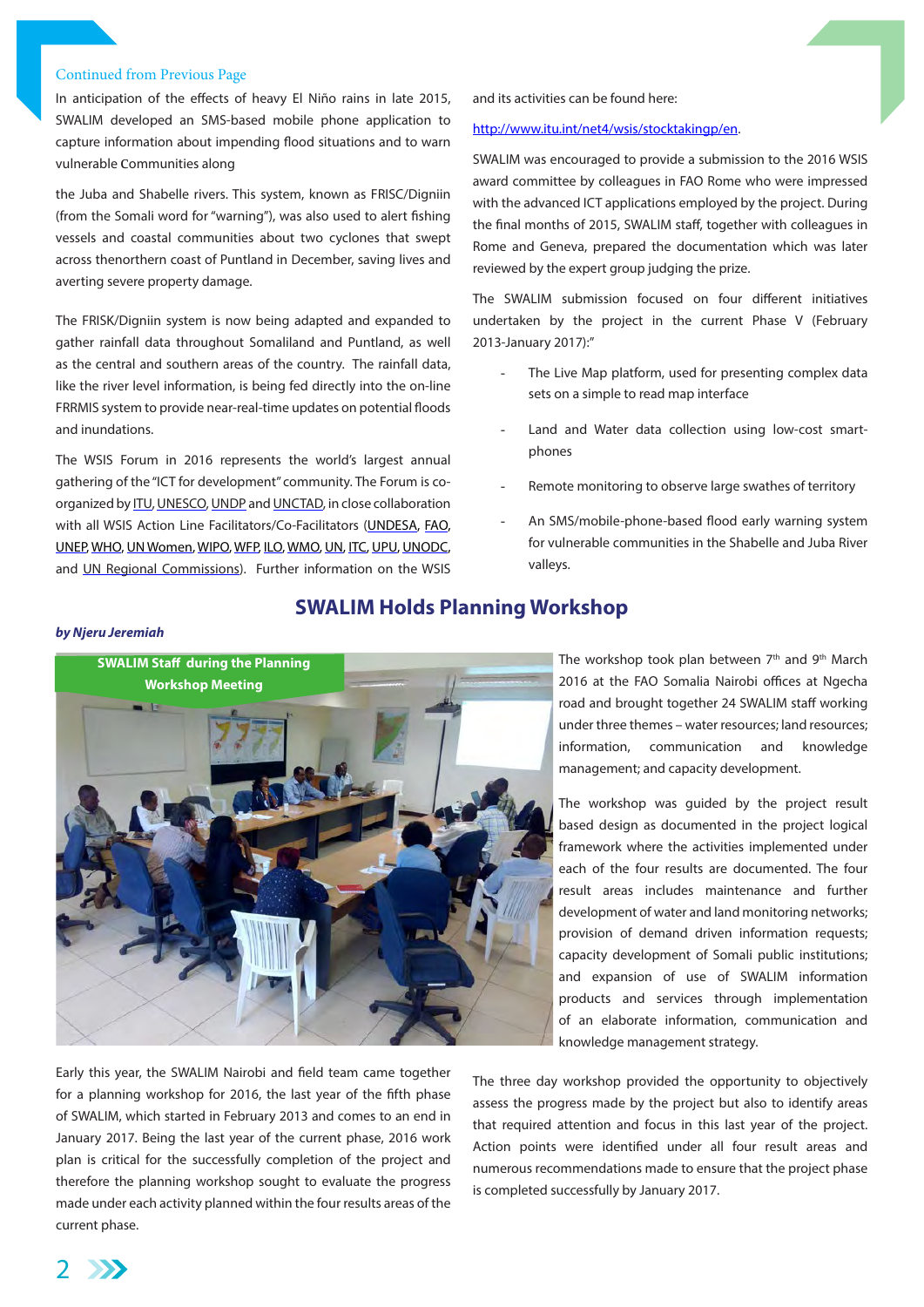Continued from Previous Page

In anticipation of the effects of heavy El Niño rains in late 2015, SWALIM developed an SMS-based mobile phone application to capture information about impending flood situations and to warn vulnerable Communities along

the Juba and Shabelle rivers. This system, known as FRISC/Digniin (from the Somali word for "warning"), was also used to alert fishing vessels and coastal communities about two cyclones that swept across thenorthern coast of Puntland in December, saving lives and averting severe property damage.

The FRISK/Digniin system is now being adapted and expanded to gather rainfall data throughout Somaliland and Puntland, as well as the central and southern areas of the country. The rainfall data, like the river level information, is being fed directly into the on-line FRRMIS system to provide near-real-time updates on potential floods and inundations.

The WSIS Forum in 2016 represents the world's largest annual gathering of the "ICT for development" community. The Forum is co-organized by ITU, UNESCO, UNDP and UNCTAD, in close collaboration with all WSIS Action Line Facilitators/Co-Facilitators (UNDESA, FAO, UNEP, WHO, UN Women, WIPO, WFP, ILO, WMO, UN, ITC, UPU, UNODC, and UN Regional Commissions). Further information on the WSIS and its activities can be found here:

http://www.itu.int/net4/wsis/stocktakingp/en.

SWALIM was encouraged to provide a submission to the 2016 WSIS award committee by colleagues in FAO Rome who were impressed with the advanced ICT applications employed by the project. During the final months of 2015, SWALIM staff, together with colleagues in Rome and Geneva, prepared the documentation which was later reviewed by the expert group judging the prize.

The SWALIM submission focused on four different initiatives undertaken by the project in the current Phase V (February 2013-January 2017):"

- The Live Map platform, used for presenting complex data sets on a simple to read map interface
- Land and Water data collection using low-cost smart-phones
- Remote monitoring to observe large swathes of territory
- An SMS/mobile-phone-based flood early warning system for vulnerable communities in the Shabelle and Juba River valleys.

## SWALIM Holds Planning Workshop

*by Njeru Jeremiah*

**SWALIM Staff during the Planning Workshop Meeting**

Early this year, the SWALIM Nairobi and field team came together for a planning workshop for 2016, the last year of the fifth phase of SWALIM, which started in February 2013 and comes to an end in January 2017. Being the last year of the current phase, 2016 work plan is critical for the successfully completion of the project and therefore the planning workshop sought to evaluate the progress made under each activity planned within the four results areas of the current phase.

The workshop took plan between 7th and 9th March 2016 at the FAO Somalia Nairobi offices at Ngecha road and brought together 24 SWALIM staff working under three themes – water resources; land resources; information, communication and knowledge management; and capacity development.

The workshop was guided by the project result based design as documented in the project logical framework where the activities implemented under each of the four results are documented. The four result areas includes maintenance and further development of water and land monitoring networks; provision of demand driven information requests; capacity development of Somali public institutions; and expansion of use of SWALIM information products and services through implementation of an elaborate information, communication and knowledge management strategy.

The three day workshop provided the opportunity to objectively assess the progress made by the project but also to identify areas that required attention and focus in this last year of the project. Action points were identified under all four result areas and numerous recommendations made to ensure that the project phase is completed successfully by January 2017.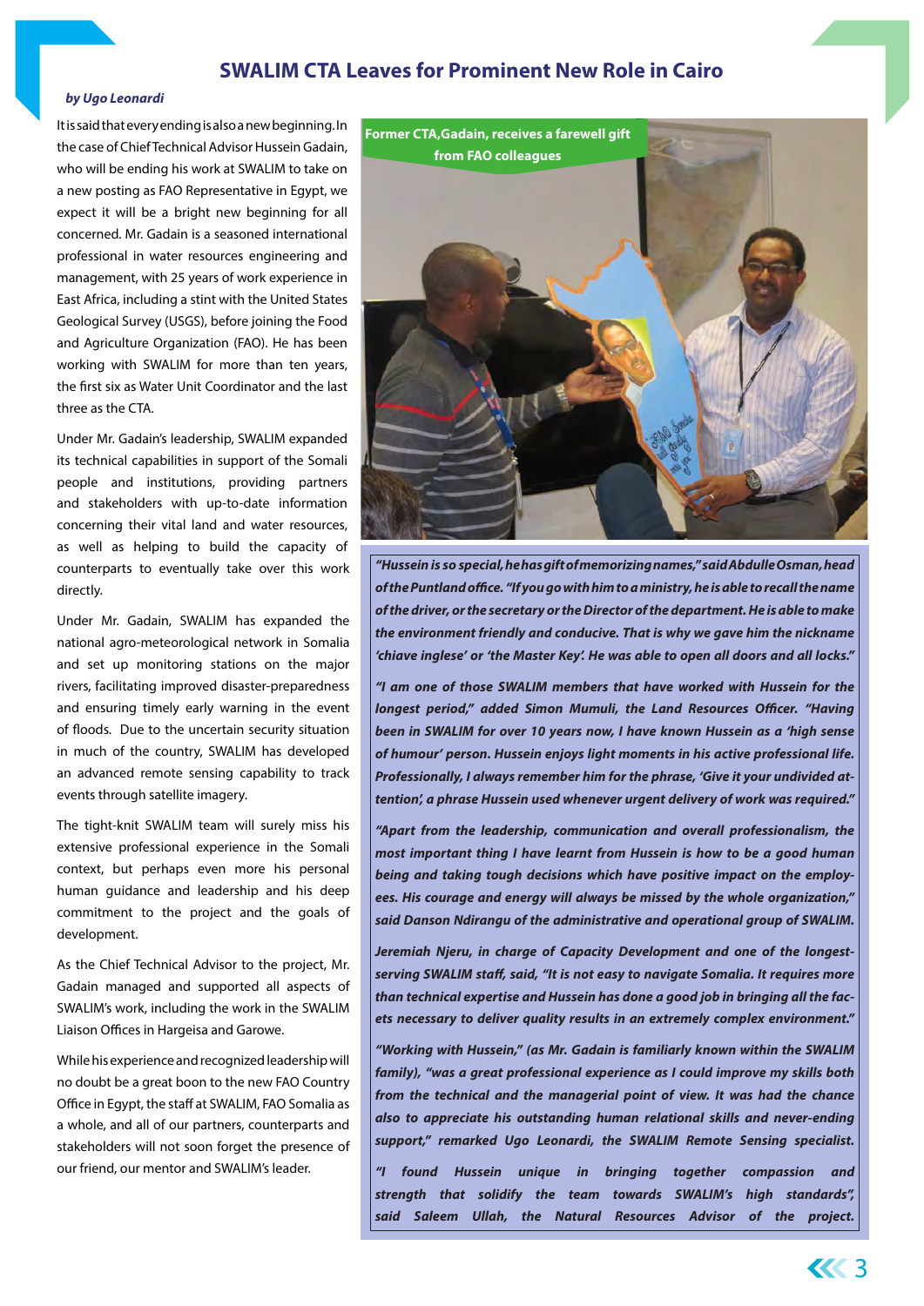# SWALIM CTA Leaves for Prominent New Role in Cairo

***by Ugo Leonardi***

It is said that every ending is also a new beginning. In the case of Chief Technical Advisor Hussein Gadain, who will be ending his work at SWALIM to take on a new posting as FAO Representative in Egypt, we expect it will be a bright new beginning for all concerned. Mr. Gadain is a seasoned international professional in water resources engineering and management, with 25 years of work experience in East Africa, including a stint with the United States Geological Survey (USGS), before joining the Food and Agriculture Organization (FAO). He has been working with SWALIM for more than ten years, the first six as Water Unit Coordinator and the last three as the CTA.

Under Mr. Gadain's leadership, SWALIM expanded its technical capabilities in support of the Somali people and institutions, providing partners and stakeholders with up-to-date information concerning their vital land and water resources, as well as helping to build the capacity of counterparts to eventually take over this work directly.

Under Mr. Gadain, SWALIM has expanded the national agro-meteorological network in Somalia and set up monitoring stations on the major rivers, facilitating improved disaster-preparedness and ensuring timely early warning in the event of floods. Due to the uncertain security situation in much of the country, SWALIM has developed an advanced remote sensing capability to track events through satellite imagery.

The tight-knit SWALIM team will surely miss his extensive professional experience in the Somali context, but perhaps even more his personal human guidance and leadership and his deep commitment to the project and the goals of development.

As the Chief Technical Advisor to the project, Mr. Gadain managed and supported all aspects of SWALIM's work, including the work in the SWALIM Liaison Offices in Hargeisa and Garowe.

While his experience and recognized leadership will no doubt be a great boon to the new FAO Country Office in Egypt, the staff at SWALIM, FAO Somalia as a whole, and all of our partners, counterparts and stakeholders will not soon forget the presence of our friend, our mentor and SWALIM's leader.

**Former CTA, Gadain, receives a farewell gift from FAO colleagues**

***"Hussein is so special, he has gift of memorizing names," said Abdulle Osman, head of the Puntland office. "If you go with him to a ministry, he is able to recall the name of the driver, or the secretary or the Director of the department. He is able to make the environment friendly and conducive. That is why we gave him the nickname 'chiave inglese' or 'the Master Key'. He was able to open all doors and all locks."***

***"I am one of those SWALIM members that have worked with Hussein for the longest period," added Simon Mumuli, the Land Resources Officer. "Having been in SWALIM for over 10 years now, I have known Hussein as a 'high sense of humour' person. Hussein enjoys light moments in his active professional life. Professionally, I always remember him for the phrase, 'Give it your undivided attention', a phrase Hussein used whenever urgent delivery of work was required."***

***"Apart from the leadership, communication and overall professionalism, the most important thing I have learnt from Hussein is how to be a good human being and taking tough decisions which have positive impact on the employees. His courage and energy will always be missed by the whole organization," said Danson Ndirangu of the administrative and operational group of SWALIM.***

***Jeremiah Njeru, in charge of Capacity Development and one of the longest-serving SWALIM staff, said, "It is not easy to navigate Somalia. It requires more than technical expertise and Hussein has done a good job in bringing all the facets necessary to deliver quality results in an extremely complex environment."***

***"Working with Hussein," (as Mr. Gadain is familiarly known within the SWALIM family), "was a great professional experience as I could improve my skills both from the technical and the managerial point of view. It was had the chance also to appreciate his outstanding human relational skills and never-ending support," remarked Ugo Leonardi, the SWALIM Remote Sensing specialist.***

***"I found Hussein unique in bringing together compassion and strength that solidify the team towards SWALIM's high standards", said Saleem Ullah, the Natural Resources Advisor of the project.***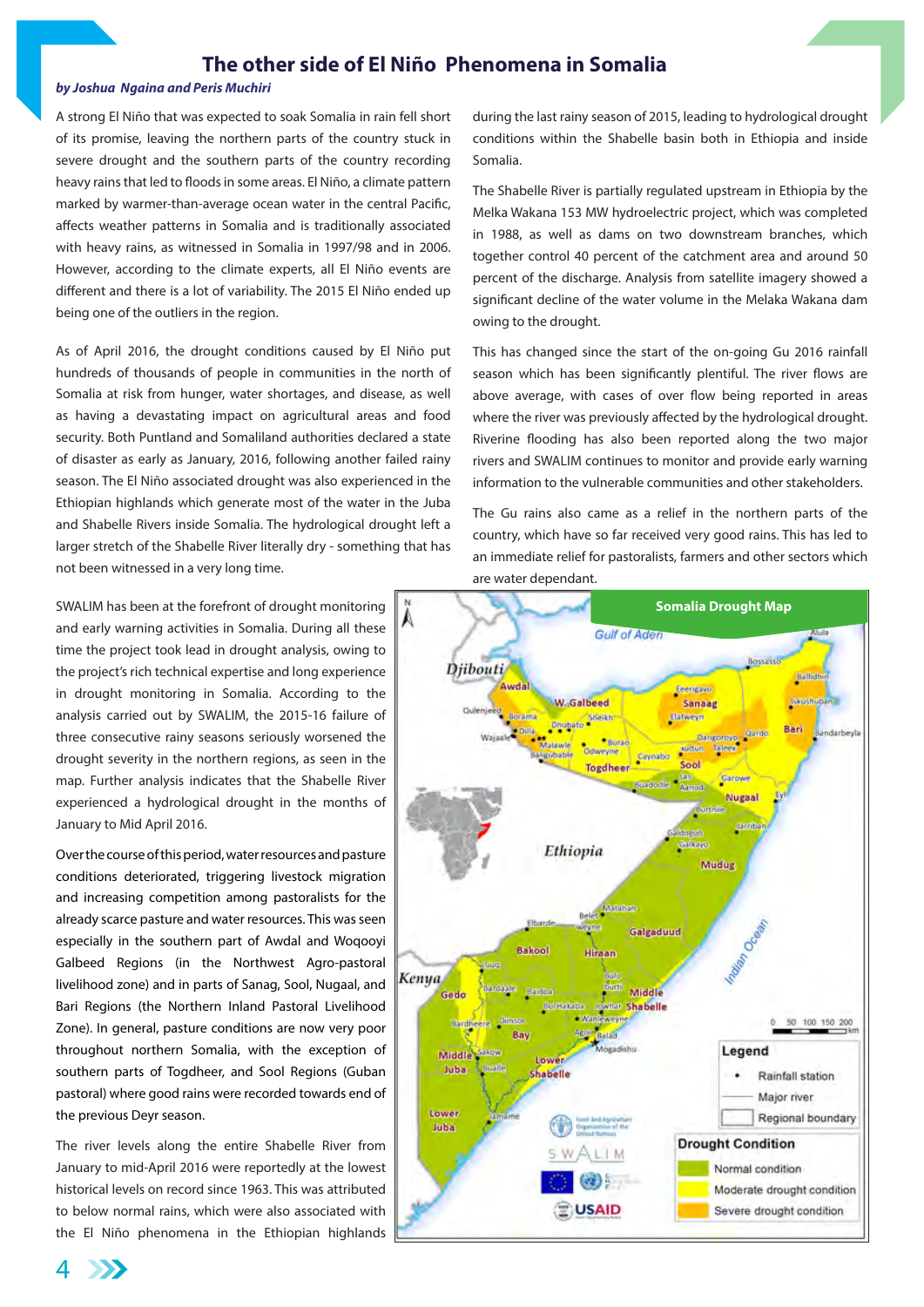# The other side of El Niño Phenomena in Somalia

*by Joshua Ngaina and Peris Muchiri*

A strong El Niño that was expected to soak Somalia in rain fell short of its promise, leaving the northern parts of the country stuck in severe drought and the southern parts of the country recording heavy rains that led to floods in some areas. El Niño, a climate pattern marked by warmer-than-average ocean water in the central Pacific, affects weather patterns in Somalia and is traditionally associated with heavy rains, as witnessed in Somalia in 1997/98 and in 2006. However, according to the climate experts, all El Niño events are different and there is a lot of variability. The 2015 El Niño ended up being one of the outliers in the region.

As of April 2016, the drought conditions caused by El Niño put hundreds of thousands of people in communities in the north of Somalia at risk from hunger, water shortages, and disease, as well as having a devastating impact on agricultural areas and food security. Both Puntland and Somaliland authorities declared a state of disaster as early as January, 2016, following another failed rainy season. The El Niño associated drought was also experienced in the Ethiopian highlands which generate most of the water in the Juba and Shabelle Rivers inside Somalia. The hydrological drought left a larger stretch of the Shabelle River literally dry - something that has not been witnessed in a very long time.

SWALIM has been at the forefront of drought monitoring and early warning activities in Somalia. During all these time the project took lead in drought analysis, owing to the project's rich technical expertise and long experience in drought monitoring in Somalia. According to the analysis carried out by SWALIM, the 2015-16 failure of three consecutive rainy seasons seriously worsened the drought severity in the northern regions, as seen in the map. Further analysis indicates that the Shabelle River experienced a hydrological drought in the months of January to Mid April 2016.

Over the course of this period, water resources and pasture conditions deteriorated, triggering livestock migration and increasing competition among pastoralists for the already scarce pasture and water resources. This was seen especially in the southern part of Awdal and Woqooyi Galbeed Regions (in the Northwest Agro-pastoral livelihood zone) and in parts of Sanag, Sool, Nugaal, and Bari Regions (the Northern Inland Pastoral Livelihood Zone). In general, pasture conditions are now very poor throughout northern Somalia, with the exception of southern parts of Togdheer, and Sool Regions (Guban pastoral) where good rains were recorded towards end of the previous Deyr season.

The river levels along the entire Shabelle River from January to mid-April 2016 were reportedly at the lowest historical levels on record since 1963. This was attributed to below normal rains, which were also associated with the El Niño phenomena in the Ethiopian highlands during the last rainy season of 2015, leading to hydrological drought conditions within the Shabelle basin both in Ethiopia and inside Somalia.

The Shabelle River is partially regulated upstream in Ethiopia by the Melka Wakana 153 MW hydroelectric project, which was completed in 1988, as well as dams on two downstream branches, which together control 40 percent of the catchment area and around 50 percent of the discharge. Analysis from satellite imagery showed a significant decline of the water volume in the Melaka Wakana dam owing to the drought.

This has changed since the start of the on-going Gu 2016 rainfall season which has been significantly plentiful. The river flows are above average, with cases of over flow being reported in areas where the river was previously affected by the hydrological drought. Riverine flooding has also been reported along the two major rivers and SWALIM continues to monitor and provide early warning information to the vulnerable communities and other stakeholders.

The Gu rains also came as a relief in the northern parts of the country, which have so far received very good rains. This has led to an immediate relief for pastoralists, farmers and other sectors which are water dependant.

**Somalia Drought Map**

Legend: Rainfall station; Major river; Regional boundary

Drought Condition: Normal condition; Moderate drought condition; Severe drought condition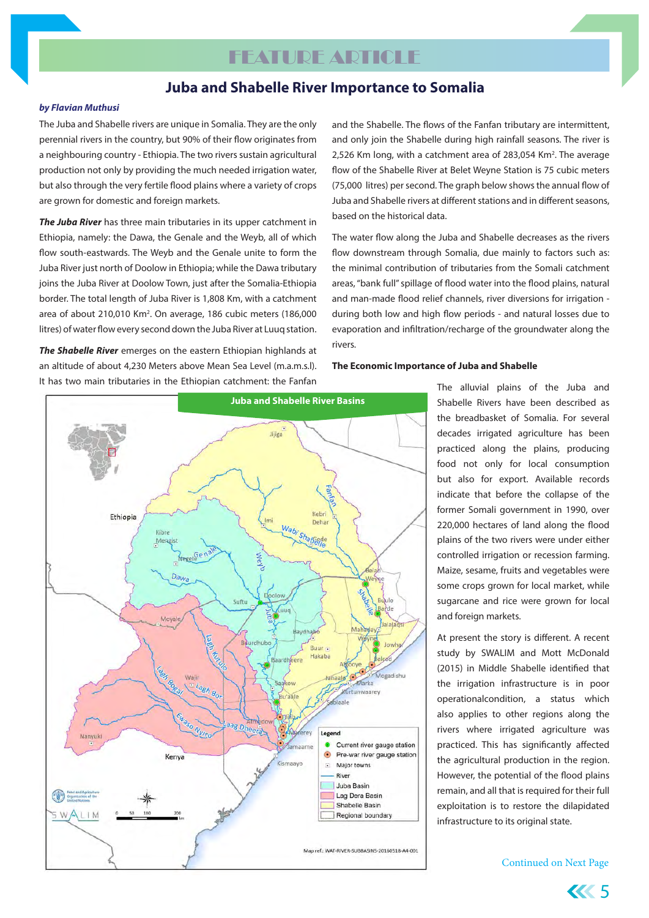# FEATURE ARTICLE

## Juba and Shabelle River Importance to Somalia

***by Flavian Muthusi***

The Juba and Shabelle rivers are unique in Somalia. They are the only perennial rivers in the country, but 90% of their flow originates from a neighbouring country - Ethiopia. The two rivers sustain agricultural production not only by providing the much needed irrigation water, but also through the very fertile flood plains where a variety of crops are grown for domestic and foreign markets.

***The Juba River*** has three main tributaries in its upper catchment in Ethiopia, namely: the Dawa, the Genale and the Weyb, all of which flow south-eastwards. The Weyb and the Genale unite to form the Juba River just north of Doolow in Ethiopia; while the Dawa tributary joins the Juba River at Doolow Town, just after the Somalia-Ethiopia border. The total length of Juba River is 1,808 Km, with a catchment area of about 210,010 Km$^2$. On average, 186 cubic meters (186,000 litres) of water flow every second down the Juba River at Luuq station.

***The Shabelle River*** emerges on the eastern Ethiopian highlands at an altitude of about 4,230 Meters above Mean Sea Level (m.a.m.s.l). It has two main tributaries in the Ethiopian catchment: the Fanfan and the Shabelle. The flows of the Fanfan tributary are intermittent, and only join the Shabelle during high rainfall seasons. The river is 2,526 Km long, with a catchment area of 283,054 Km$^2$. The average flow of the Shabelle River at Belet Weyne Station is 75 cubic meters (75,000 litres) per second. The graph below shows the annual flow of Juba and Shabelle rivers at different stations and in different seasons, based on the historical data.

The water flow along the Juba and Shabelle decreases as the rivers flow downstream through Somalia, due mainly to factors such as: the minimal contribution of tributaries from the Somali catchment areas, "bank full" spillage of flood water into the flood plains, natural and man-made flood relief channels, river diversions for irrigation - during both low and high flow periods - and natural losses due to evaporation and infiltration/recharge of the groundwater along the rivers.

**Juba and Shabelle River Basins**

Legend: Current river gauge station; Pre-war river gauge station; Major towns; River; Juba Basin; Lag Dera Basin; Shabelle Basin; Regional boundary

Map ref.: WAT-RIVER-SUBBASINS-20160518-A4-001

**The Economic Importance of Juba and Shabelle**

The alluvial plains of the Juba and Shabelle Rivers have been described as the breadbasket of Somalia. For several decades irrigated agriculture has been practiced along the plains, producing food not only for local consumption but also for export. Available records indicate that before the collapse of the former Somali government in 1990, over 220,000 hectares of land along the flood plains of the two rivers were under either controlled irrigation or recession farming. Maize, sesame, fruits and vegetables were some crops grown for local market, while sugarcane and rice were grown for local and foreign markets.

At present the story is different. A recent study by SWALIM and Mott McDonald (2015) in Middle Shabelle identified that the irrigation infrastructure is in poor operationalcondition, a status which also applies to other regions along the rivers where irrigated agriculture was practiced. This has significantly affected the agricultural production in the region. However, the potential of the flood plains remain, and all that is required for their full exploitation is to restore the dilapidated infrastructure to its original state.

Continued on Next Page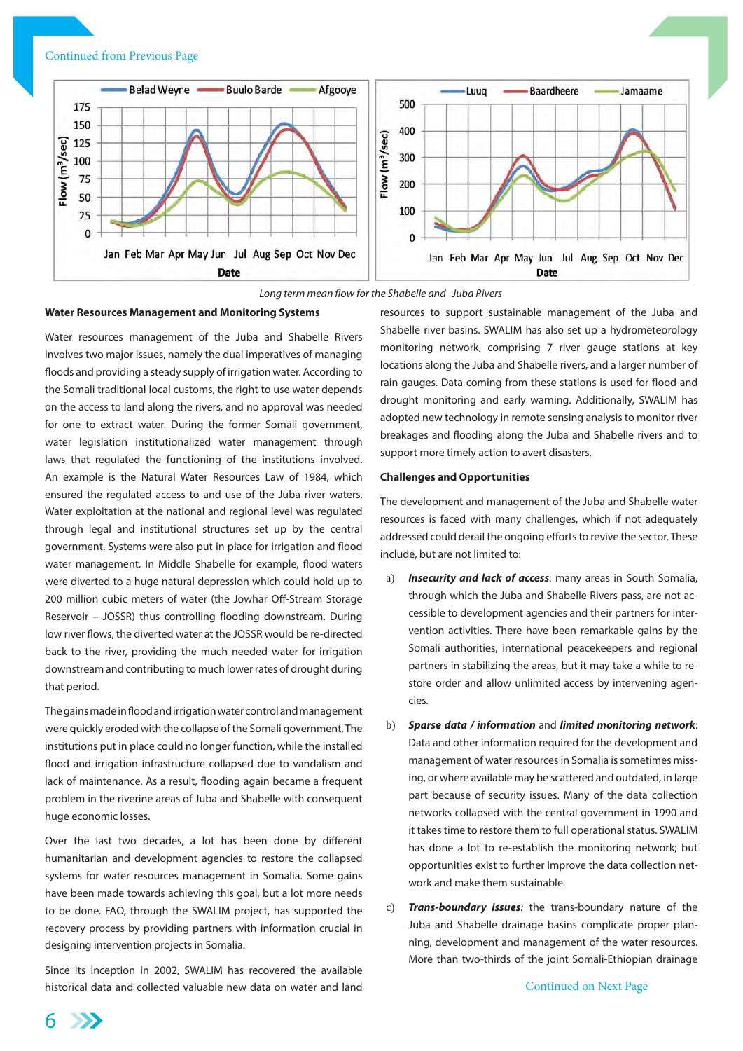Continued from Previous Page

Long term mean flow for the Shabelle and Juba Rivers

### Water Resources Management and Monitoring Systems

Water resources management of the Juba and Shabelle Rivers involves two major issues, namely the dual imperatives of managing floods and providing a steady supply of irrigation water. According to the Somali traditional local customs, the right to use water depends on the access to land along the rivers, and no approval was needed for one to extract water. During the former Somali government, water legislation institutionalized water management through laws that regulated the functioning of the institutions involved. An example is the Natural Water Resources Law of 1984, which ensured the regulated access to and use of the Juba river waters. Water exploitation at the national and regional level was regulated through legal and institutional structures set up by the central government. Systems were also put in place for irrigation and flood water management. In Middle Shabelle for example, flood waters were diverted to a huge natural depression which could hold up to 200 million cubic meters of water (the Jowhar Off-Stream Storage Reservoir – JOSSR) thus controlling flooding downstream. During low river flows, the diverted water at the JOSSR would be re-directed back to the river, providing the much needed water for irrigation downstream and contributing to much lower rates of drought during that period.

The gains made in flood and irrigation water control and management were quickly eroded with the collapse of the Somali government. The institutions put in place could no longer function, while the installed flood and irrigation infrastructure collapsed due to vandalism and lack of maintenance. As a result, flooding again became a frequent problem in the riverine areas of Juba and Shabelle with consequent huge economic losses.

Over the last two decades, a lot has been done by different humanitarian and development agencies to restore the collapsed systems for water resources management in Somalia. Some gains have been made towards achieving this goal, but a lot more needs to be done. FAO, through the SWALIM project, has supported the recovery process by providing partners with information crucial in designing intervention projects in Somalia.

Since its inception in 2002, SWALIM has recovered the available historical data and collected valuable new data on water and land resources to support sustainable management of the Juba and Shabelle river basins. SWALIM has also set up a hydrometeorology monitoring network, comprising 7 river gauge stations at key locations along the Juba and Shabelle rivers, and a larger number of rain gauges. Data coming from these stations is used for flood and drought monitoring and early warning. Additionally, SWALIM has adopted new technology in remote sensing analysis to monitor river breakages and flooding along the Juba and Shabelle rivers and to support more timely action to avert disasters.

### Challenges and Opportunities

The development and management of the Juba and Shabelle water resources is faced with many challenges, which if not adequately addressed could derail the ongoing efforts to revive the sector. These include, but are not limited to:

a) ***Insecurity and lack of access***: many areas in South Somalia, through which the Juba and Shabelle Rivers pass, are not accessible to development agencies and their partners for intervention activities. There have been remarkable gains by the Somali authorities, international peacekeepers and regional partners in stabilizing the areas, but it may take a while to restore order and allow unlimited access by intervening agencies.

b) ***Sparse data / information*** and ***limited monitoring network***: Data and other information required for the development and management of water resources in Somalia is sometimes missing, or where available may be scattered and outdated, in large part because of security issues. Many of the data collection networks collapsed with the central government in 1990 and it takes time to restore them to full operational status. SWALIM has done a lot to re-establish the monitoring network; but opportunities exist to further improve the data collection network and make them sustainable.

c) ***Trans-boundary issues***: the trans-boundary nature of the Juba and Shabelle drainage basins complicate proper planning, development and management of the water resources. More than two-thirds of the joint Somali-Ethiopian drainage

Continued on Next Page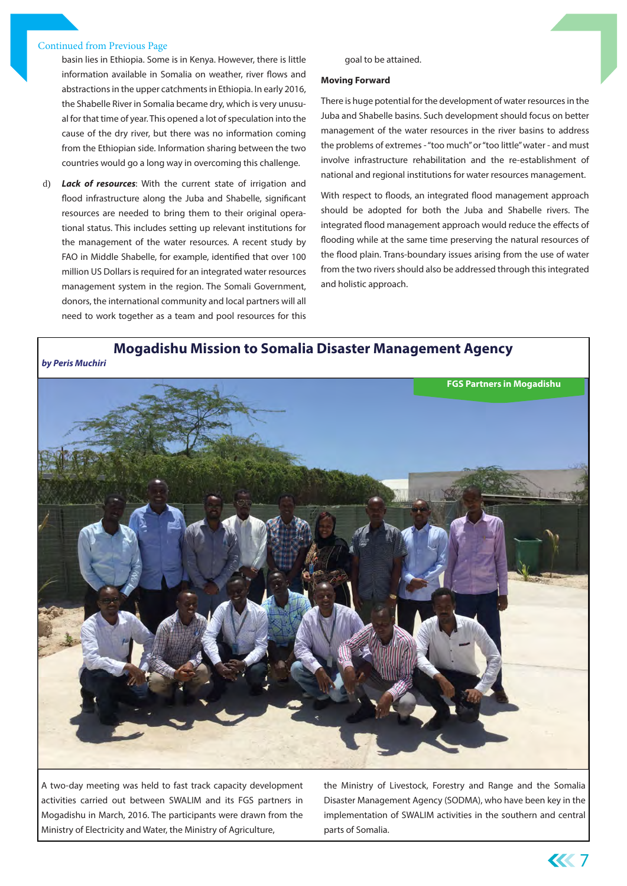Continued from Previous Page

basin lies in Ethiopia. Some is in Kenya. However, there is little information available in Somalia on weather, river flows and abstractions in the upper catchments in Ethiopia. In early 2016, the Shabelle River in Somalia became dry, which is very unusual for that time of year. This opened a lot of speculation into the cause of the dry river, but there was no information coming from the Ethiopian side. Information sharing between the two countries would go a long way in overcoming this challenge.

d) ***Lack of resources***: With the current state of irrigation and flood infrastructure along the Juba and Shabelle, significant resources are needed to bring them to their original operational status. This includes setting up relevant institutions for the management of the water resources. A recent study by FAO in Middle Shabelle, for example, identified that over 100 million US Dollars is required for an integrated water resources management system in the region. The Somali Government, donors, the international community and local partners will all need to work together as a team and pool resources for this goal to be attained.

**Moving Forward**

There is huge potential for the development of water resources in the Juba and Shabelle basins. Such development should focus on better management of the water resources in the river basins to address the problems of extremes - "too much" or "too little" water - and must involve infrastructure rehabilitation and the re-establishment of national and regional institutions for water resources management.

With respect to floods, an integrated flood management approach should be adopted for both the Juba and Shabelle rivers. The integrated flood management approach would reduce the effects of flooding while at the same time preserving the natural resources of the flood plain. Trans-boundary issues arising from the use of water from the two rivers should also be addressed through this integrated and holistic approach.

## Mogadishu Mission to Somalia Disaster Management Agency

***by Peris Muchiri***

**FGS Partners in Mogadishu**

A two-day meeting was held to fast track capacity development activities carried out between SWALIM and its FGS partners in Mogadishu in March, 2016. The participants were drawn from the Ministry of Electricity and Water, the Ministry of Agriculture, the Ministry of Livestock, Forestry and Range and the Somalia Disaster Management Agency (SODMA), who have been key in the implementation of SWALIM activities in the southern and central parts of Somalia.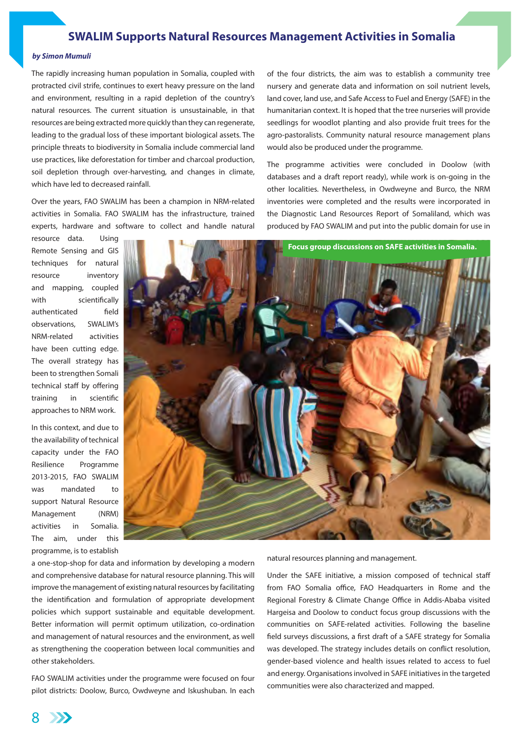# SWALIM Supports Natural Resources Management Activities in Somalia

***by Simon Mumuli***

The rapidly increasing human population in Somalia, coupled with protracted civil strife, continues to exert heavy pressure on the land and environment, resulting in a rapid depletion of the country's natural resources. The current situation is unsustainable, in that resources are being extracted more quickly than they can regenerate, leading to the gradual loss of these important biological assets. The principle threats to biodiversity in Somalia include commercial land use practices, like deforestation for timber and charcoal production, soil depletion through over-harvesting, and changes in climate, which have led to decreased rainfall.

Over the years, FAO SWALIM has been a champion in NRM-related activities in Somalia. FAO SWALIM has the infrastructure, trained experts, hardware and software to collect and handle natural resource data. Using Remote Sensing and GIS techniques for natural resource inventory and mapping, coupled with scientifically authenticated field observations, SWALIM's NRM-related activities have been cutting edge. The overall strategy has been to strengthen Somali technical staff by offering training in scientific approaches to NRM work.

In this context, and due to the availability of technical capacity under the FAO Resilience Programme 2013-2015, FAO SWALIM was mandated to support Natural Resource Management (NRM) activities in Somalia. The aim, under this programme, is to establish a one-stop-shop for data and information by developing a modern and comprehensive database for natural resource planning. This will improve the management of existing natural resources by facilitating the identification and formulation of appropriate development policies which support sustainable and equitable development. Better information will permit optimum utilization, co-ordination and management of natural resources and the environment, as well as strengthening the cooperation between local communities and other stakeholders.

FAO SWALIM activities under the programme were focused on four pilot districts: Doolow, Burco, Owdweyne and Iskushuban. In each of the four districts, the aim was to establish a community tree nursery and generate data and information on soil nutrient levels, land cover, land use, and Safe Access to Fuel and Energy (SAFE) in the humanitarian context. It is hoped that the tree nurseries will provide seedlings for woodlot planting and also provide fruit trees for the agro-pastoralists. Community natural resource management plans would also be produced under the programme.

The programme activities were concluded in Doolow (with databases and a draft report ready), while work is on-going in the other localities. Nevertheless, in Owdweyne and Burco, the NRM inventories were completed and the results were incorporated in the Diagnostic Land Resources Report of Somaliland, which was produced by FAO SWALIM and put into the public domain for use in natural resources planning and management.

Focus group discussions on SAFE activities in Somalia.

Under the SAFE initiative, a mission composed of technical staff from FAO Somalia office, FAO Headquarters in Rome and the Regional Forestry & Climate Change Office in Addis-Ababa visited Hargeisa and Doolow to conduct focus group discussions with the communities on SAFE-related activities. Following the baseline field surveys discussions, a first draft of a SAFE strategy for Somalia was developed. The strategy includes details on conflict resolution, gender-based violence and health issues related to access to fuel and energy. Organisations involved in SAFE initiatives in the targeted communities were also characterized and mapped.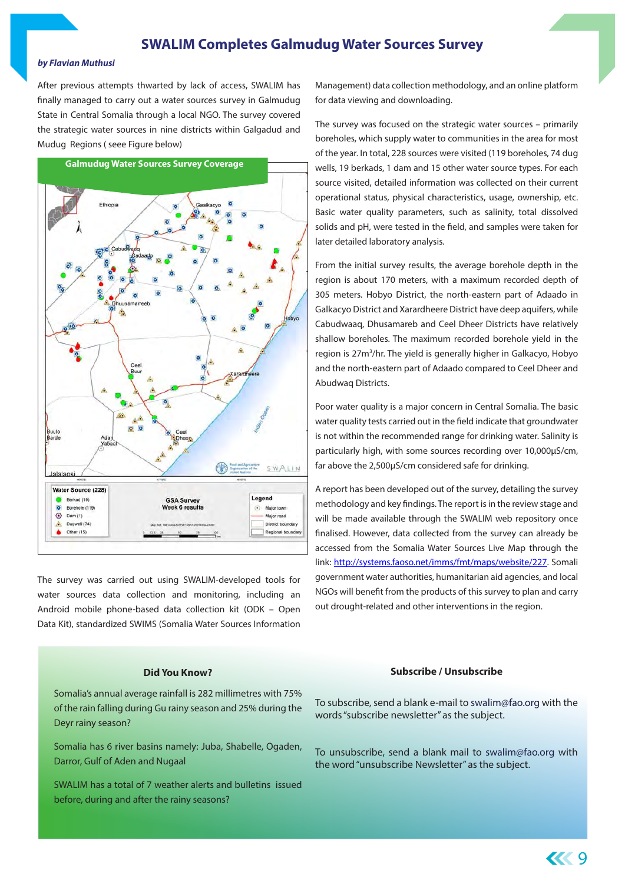# SWALIM Completes Galmudug Water Sources Survey

*by Flavian Muthusi*

After previous attempts thwarted by lack of access, SWALIM has finally managed to carry out a water sources survey in Galmudug State in Central Somalia through a local NGO. The survey covered the strategic water sources in nine districts within Galgadud and Mudug Regions ( seee Figure below)

**Galmudug Water Sources Survey Coverage**

The survey was carried out using SWALIM-developed tools for water sources data collection and monitoring, including an Android mobile phone-based data collection kit (ODK – Open Data Kit), standardized SWIMS (Somalia Water Sources Information Management) data collection methodology, and an online platform for data viewing and downloading.

The survey was focused on the strategic water sources – primarily boreholes, which supply water to communities in the area for most of the year. In total, 228 sources were visited (119 boreholes, 74 dug wells, 19 berkads, 1 dam and 15 other water source types. For each source visited, detailed information was collected on their current operational status, physical characteristics, usage, ownership, etc. Basic water quality parameters, such as salinity, total dissolved solids and pH, were tested in the field, and samples were taken for later detailed laboratory analysis.

From the initial survey results, the average borehole depth in the region is about 170 meters, with a maximum recorded depth of 305 meters. Hobyo District, the north-eastern part of Adaado in Galkacyo District and Xarardheere District have deep aquifers, while Cabudwaaq, Dhusamareb and Ceel Dheer Districts have relatively shallow boreholes. The maximum recorded borehole yield in the region is 27m$^3$/hr. The yield is generally higher in Galkacyo, Hobyo and the north-eastern part of Adaado compared to Ceel Dheer and Abudwaq Districts.

Poor water quality is a major concern in Central Somalia. The basic water quality tests carried out in the field indicate that groundwater is not within the recommended range for drinking water. Salinity is particularly high, with some sources recording over 10,000µS/cm, far above the 2,500µS/cm considered safe for drinking.

A report has been developed out of the survey, detailing the survey methodology and key findings. The report is in the review stage and will be made available through the SWALIM web repository once finalised. However, data collected from the survey can already be accessed from the Somalia Water Sources Live Map through the link: http://systems.faoso.net/imms/fmt/maps/website/227. Somali government water authorities, humanitarian aid agencies, and local NGOs will benefit from the products of this survey to plan and carry out drought-related and other interventions in the region.

### Did You Know?

Somalia's annual average rainfall is 282 millimetres with 75% of the rain falling during Gu rainy season and 25% during the Deyr rainy season?

Somalia has 6 river basins namely: Juba, Shabelle, Ogaden, Darror, Gulf of Aden and Nugaal

SWALIM has a total of 7 weather alerts and bulletins issued before, during and after the rainy seasons?

### Subscribe / Unsubscribe

To subscribe, send a blank e-mail to swalim@fao.org with the words "subscribe newsletter" as the subject.

To unsubscribe, send a blank mail to swalim@fao.org with the word "unsubscribe Newsletter" as the subject.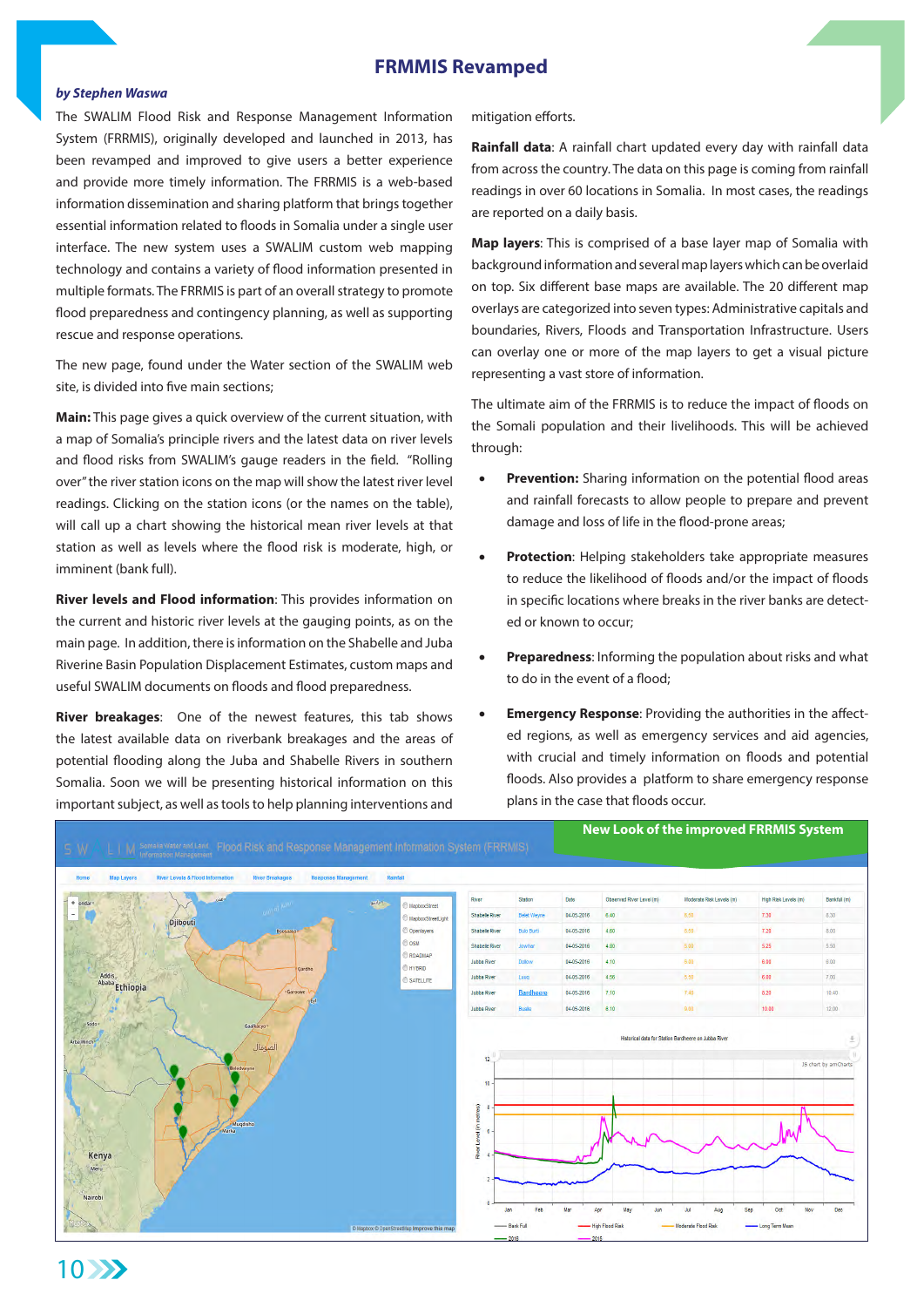# FRMMIS Revamped

*by Stephen Waswa*

The SWALIM Flood Risk and Response Management Information System (FRRMIS), originally developed and launched in 2013, has been revamped and improved to give users a better experience and provide more timely information. The FRRMIS is a web-based information dissemination and sharing platform that brings together essential information related to floods in Somalia under a single user interface. The new system uses a SWALIM custom web mapping technology and contains a variety of flood information presented in multiple formats. The FRRMIS is part of an overall strategy to promote flood preparedness and contingency planning, as well as supporting rescue and response operations.

The new page, found under the Water section of the SWALIM web site, is divided into five main sections;

**Main:** This page gives a quick overview of the current situation, with a map of Somalia's principle rivers and the latest data on river levels and flood risks from SWALIM's gauge readers in the field. "Rolling over" the river station icons on the map will show the latest river level readings. Clicking on the station icons (or the names on the table), will call up a chart showing the historical mean river levels at that station as well as levels where the flood risk is moderate, high, or imminent (bank full).

**River levels and Flood information**: This provides information on the current and historic river levels at the gauging points, as on the main page. In addition, there is information on the Shabelle and Juba Riverine Basin Population Displacement Estimates, custom maps and useful SWALIM documents on floods and flood preparedness.

**River breakages**: One of the newest features, this tab shows the latest available data on riverbank breakages and the areas of potential flooding along the Juba and Shabelle Rivers in southern Somalia. Soon we will be presenting historical information on this important subject, as well as tools to help planning interventions and mitigation efforts.

**Rainfall data**: A rainfall chart updated every day with rainfall data from across the country. The data on this page is coming from rainfall readings in over 60 locations in Somalia. In most cases, the readings are reported on a daily basis.

**Map layers**: This is comprised of a base layer map of Somalia with background information and several map layers which can be overlaid on top. Six different base maps are available. The 20 different map overlays are categorized into seven types: Administrative capitals and boundaries, Rivers, Floods and Transportation Infrastructure. Users can overlay one or more of the map layers to get a visual picture representing a vast store of information.

The ultimate aim of the FRRMIS is to reduce the impact of floods on the Somali population and their livelihoods. This will be achieved through:

- **Prevention:** Sharing information on the potential flood areas and rainfall forecasts to allow people to prepare and prevent damage and loss of life in the flood-prone areas;
- **Protection**: Helping stakeholders take appropriate measures to reduce the likelihood of floods and/or the impact of floods in specific locations where breaks in the river banks are detected or known to occur;
- **Preparedness**: Informing the population about risks and what to do in the event of a flood;
- **Emergency Response**: Providing the authorities in the affected regions, as well as emergency services and aid agencies, with crucial and timely information on floods and potential floods. Also provides a platform to share emergency response plans in the case that floods occur.

**New Look of the improved FRRMIS System**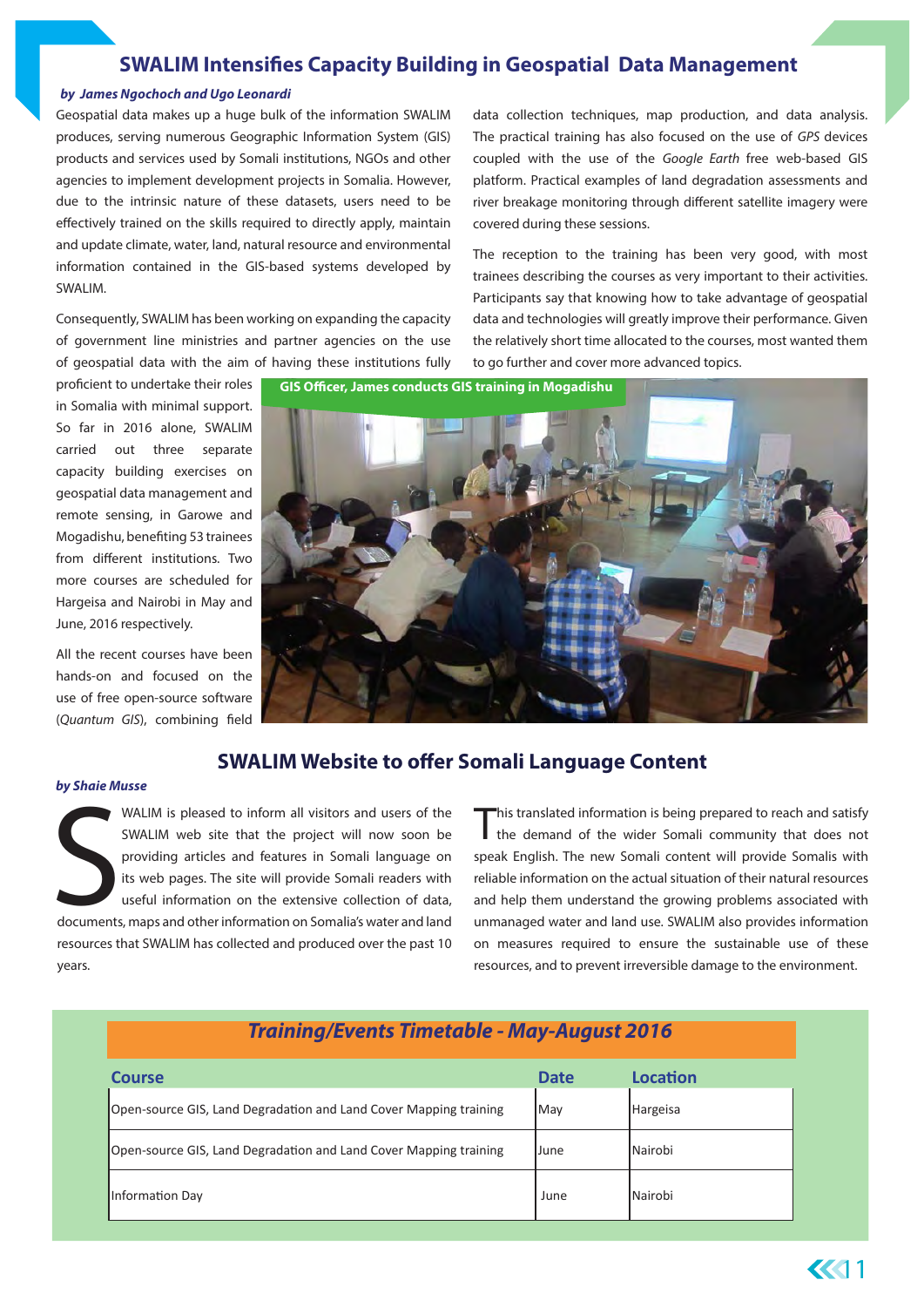## SWALIM Intensifies Capacity Building in Geospatial Data Management

***by James Ngochoch and Ugo Leonardi***

Geospatial data makes up a huge bulk of the information SWALIM produces, serving numerous Geographic Information System (GIS) products and services used by Somali institutions, NGOs and other agencies to implement development projects in Somalia. However, due to the intrinsic nature of these datasets, users need to be effectively trained on the skills required to directly apply, maintain and update climate, water, land, natural resource and environmental information contained in the GIS-based systems developed by SWALIM.

Consequently, SWALIM has been working on expanding the capacity of government line ministries and partner agencies on the use of geospatial data with the aim of having these institutions fully proficient to undertake their roles in Somalia with minimal support. So far in 2016 alone, SWALIM carried out three separate capacity building exercises on geospatial data management and remote sensing, in Garowe and Mogadishu, benefiting 53 trainees from different institutions. Two more courses are scheduled for Hargeisa and Nairobi in May and June, 2016 respectively.

All the recent courses have been hands-on and focused on the use of free open-source software (*Quantum GIS*), combining field data collection techniques, map production, and data analysis. The practical training has also focused on the use of *GPS* devices coupled with the use of the *Google Earth* free web-based GIS platform. Practical examples of land degradation assessments and river breakage monitoring through different satellite imagery were covered during these sessions.

The reception to the training has been very good, with most trainees describing the courses as very important to their activities. Participants say that knowing how to take advantage of geospatial data and technologies will greatly improve their performance. Given the relatively short time allocated to the courses, most wanted them to go further and cover more advanced topics.

**GIS Officer, James conducts GIS training in Mogadishu**

## SWALIM Website to offer Somali Language Content

***by Shaie Musse***

SWALIM is pleased to inform all visitors and users of the SWALIM web site that the project will now soon be providing articles and features in Somali language on its web pages. The site will provide Somali readers with useful information on the extensive collection of data, documents, maps and other information on Somalia's water and land resources that SWALIM has collected and produced over the past 10 years.

This translated information is being prepared to reach and satisfy the demand of the wider Somali community that does not speak English. The new Somali content will provide Somalis with reliable information on the actual situation of their natural resources and help them understand the growing problems associated with unmanaged water and land use. SWALIM also provides information on measures required to ensure the sustainable use of these resources, and to prevent irreversible damage to the environment.

### *Training/Events Timetable - May-August 2016*

| Course | Date | Location |
|---|---|---|
| Open-source GIS, Land Degradation and Land Cover Mapping training | May | Hargeisa |
| Open-source GIS, Land Degradation and Land Cover Mapping training | June | Nairobi |
| Information Day | June | Nairobi |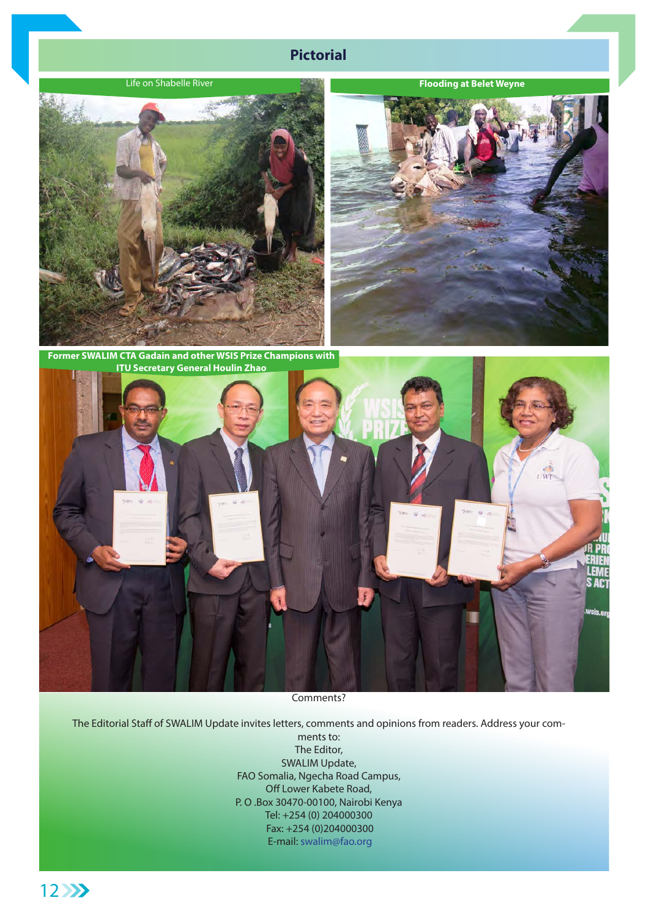## Pictorial

Life on Shabelle River

Flooding at Belet Weyne

Former SWALIM CTA Gadain and other WSIS Prize Champions with ITU Secretary General Houlin Zhao

Comments?

The Editorial Staff of SWALIM Update invites letters, comments and opinions from readers. Address your comments to:

The Editor,
SWALIM Update,
FAO Somalia, Ngecha Road Campus,
Off Lower Kabete Road,
P. O .Box 30470-00100, Nairobi Kenya
Tel: +254 (0) 204000300
Fax: +254 (0)204000300
E-mail: swalim@fao.org